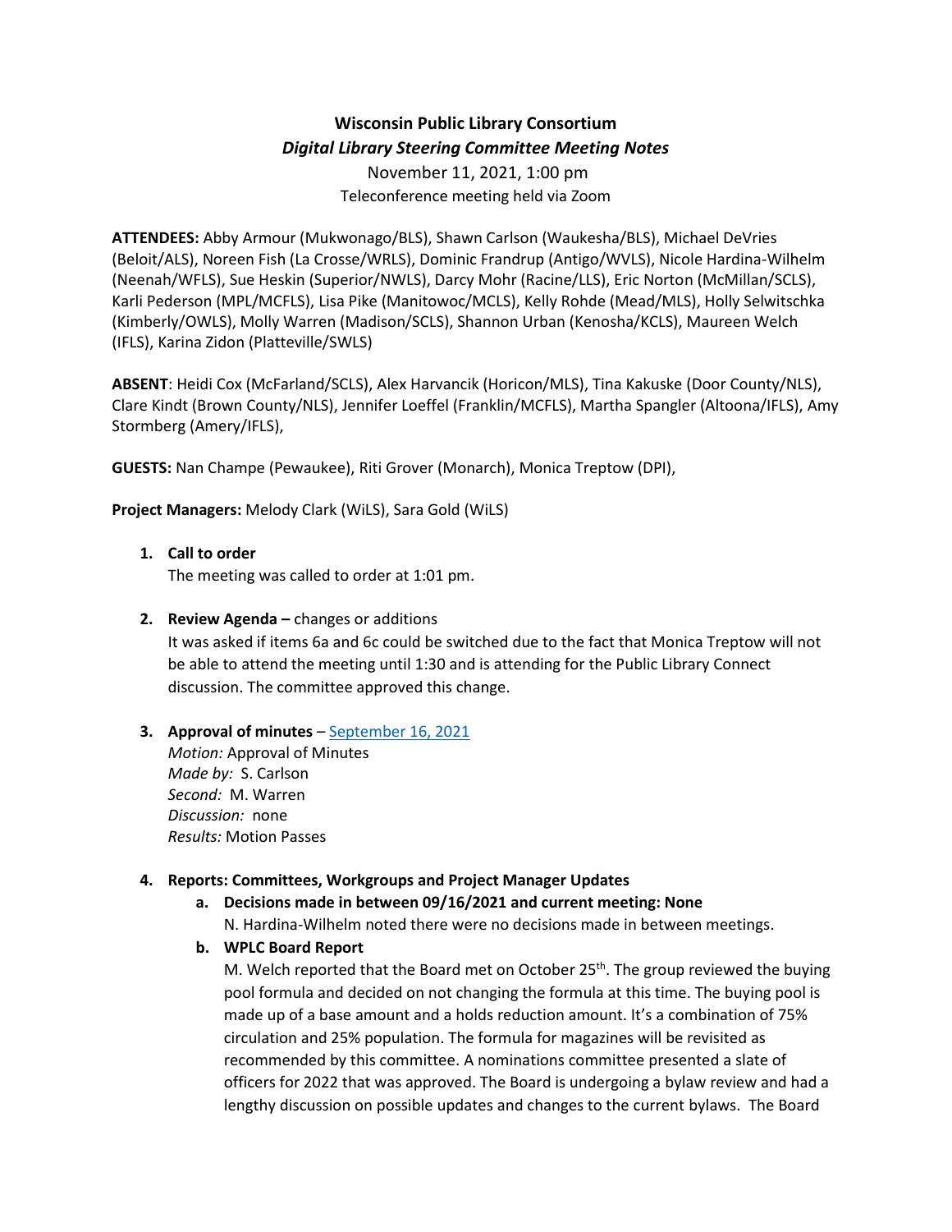**Wisconsin Public Library Consortium**

***Digital Library Steering Committee Meeting Notes***

November 11, 2021, 1:00 pm

Teleconference meeting held via Zoom

**ATTENDEES:** Abby Armour (Mukwonago/BLS), Shawn Carlson (Waukesha/BLS), Michael DeVries (Beloit/ALS), Noreen Fish (La Crosse/WRLS), Dominic Frandrup (Antigo/WVLS), Nicole Hardina-Wilhelm (Neenah/WFLS), Sue Heskin (Superior/NWLS), Darcy Mohr (Racine/LLS), Eric Norton (McMillan/SCLS), Karli Pederson (MPL/MCFLS), Lisa Pike (Manitowoc/MCLS), Kelly Rohde (Mead/MLS), Holly Selwitschka (Kimberly/OWLS), Molly Warren (Madison/SCLS), Shannon Urban (Kenosha/KCLS), Maureen Welch (IFLS), Karina Zidon (Platteville/SWLS)

**ABSENT**: Heidi Cox (McFarland/SCLS), Alex Harvancik (Horicon/MLS), Tina Kakuske (Door County/NLS), Clare Kindt (Brown County/NLS), Jennifer Loeffel (Franklin/MCFLS), Martha Spangler (Altoona/IFLS), Amy Stormberg (Amery/IFLS),

**GUESTS:** Nan Champe (Pewaukee), Riti Grover (Monarch), Monica Treptow (DPI),

**Project Managers:** Melody Clark (WiLS), Sara Gold (WiLS)

1. **Call to order**
   The meeting was called to order at 1:01 pm.

2. **Review Agenda –** changes or additions
   It was asked if items 6a and 6c could be switched due to the fact that Monica Treptow will not be able to attend the meeting until 1:30 and is attending for the Public Library Connect discussion. The committee approved this change.

3. **Approval of minutes** – September 16, 2021
   *Motion:* Approval of Minutes
   *Made by:* S. Carlson
   *Second:* M. Warren
   *Discussion:* none
   *Results:* Motion Passes

4. **Reports: Committees, Workgroups and Project Manager Updates**
   a. **Decisions made in between 09/16/2021 and current meeting: None**
      N. Hardina-Wilhelm noted there were no decisions made in between meetings.
   b. **WPLC Board Report**
      M. Welch reported that the Board met on October 25th. The group reviewed the buying pool formula and decided on not changing the formula at this time. The buying pool is made up of a base amount and a holds reduction amount. It's a combination of 75% circulation and 25% population. The formula for magazines will be revisited as recommended by this committee. A nominations committee presented a slate of officers for 2022 that was approved. The Board is undergoing a bylaw review and had a lengthy discussion on possible updates and changes to the current bylaws. The Board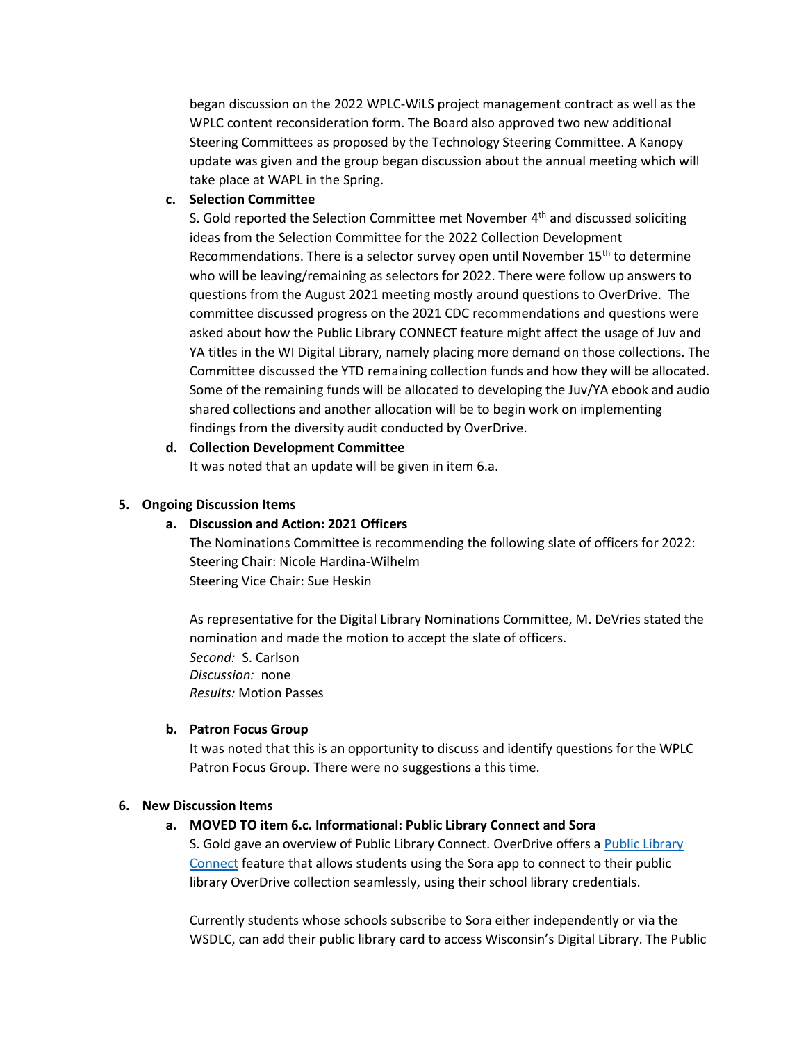began discussion on the 2022 WPLC-WiLS project management contract as well as the WPLC content reconsideration form. The Board also approved two new additional Steering Committees as proposed by the Technology Steering Committee. A Kanopy update was given and the group began discussion about the annual meeting which will take place at WAPL in the Spring.

**c. Selection Committee**

S. Gold reported the Selection Committee met November 4th and discussed soliciting ideas from the Selection Committee for the 2022 Collection Development Recommendations. There is a selector survey open until November 15th to determine who will be leaving/remaining as selectors for 2022. There were follow up answers to questions from the August 2021 meeting mostly around questions to OverDrive. The committee discussed progress on the 2021 CDC recommendations and questions were asked about how the Public Library CONNECT feature might affect the usage of Juv and YA titles in the WI Digital Library, namely placing more demand on those collections. The Committee discussed the YTD remaining collection funds and how they will be allocated. Some of the remaining funds will be allocated to developing the Juv/YA ebook and audio shared collections and another allocation will be to begin work on implementing findings from the diversity audit conducted by OverDrive.

**d. Collection Development Committee**

It was noted that an update will be given in item 6.a.

## 5. Ongoing Discussion Items

**a. Discussion and Action: 2021 Officers**

The Nominations Committee is recommending the following slate of officers for 2022:
Steering Chair: Nicole Hardina-Wilhelm
Steering Vice Chair: Sue Heskin

As representative for the Digital Library Nominations Committee, M. DeVries stated the nomination and made the motion to accept the slate of officers.
*Second:* S. Carlson
*Discussion:* none
*Results:* Motion Passes

**b. Patron Focus Group**

It was noted that this is an opportunity to discuss and identify questions for the WPLC Patron Focus Group. There were no suggestions a this time.

## 6. New Discussion Items

**a. MOVED TO item 6.c. Informational: Public Library Connect and Sora**

S. Gold gave an overview of Public Library Connect. OverDrive offers a [Public Library Connect] feature that allows students using the Sora app to connect to their public library OverDrive collection seamlessly, using their school library credentials.

Currently students whose schools subscribe to Sora either independently or via the WSDLC, can add their public library card to access Wisconsin's Digital Library. The Public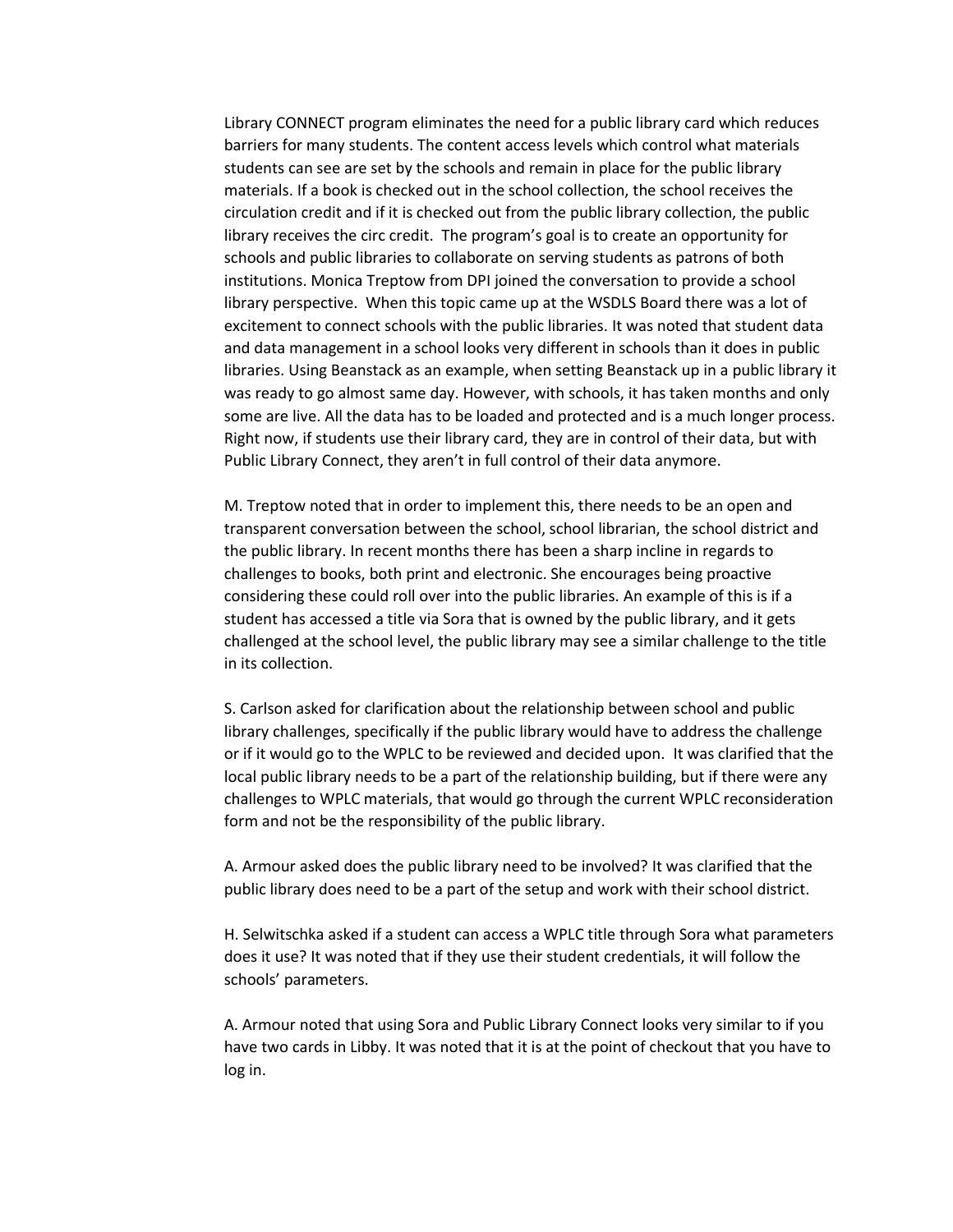Library CONNECT program eliminates the need for a public library card which reduces barriers for many students. The content access levels which control what materials students can see are set by the schools and remain in place for the public library materials. If a book is checked out in the school collection, the school receives the circulation credit and if it is checked out from the public library collection, the public library receives the circ credit. The program's goal is to create an opportunity for schools and public libraries to collaborate on serving students as patrons of both institutions. Monica Treptow from DPI joined the conversation to provide a school library perspective. When this topic came up at the WSDLS Board there was a lot of excitement to connect schools with the public libraries. It was noted that student data and data management in a school looks very different in schools than it does in public libraries. Using Beanstack as an example, when setting Beanstack up in a public library it was ready to go almost same day. However, with schools, it has taken months and only some are live. All the data has to be loaded and protected and is a much longer process. Right now, if students use their library card, they are in control of their data, but with Public Library Connect, they aren't in full control of their data anymore.

M. Treptow noted that in order to implement this, there needs to be an open and transparent conversation between the school, school librarian, the school district and the public library. In recent months there has been a sharp incline in regards to challenges to books, both print and electronic. She encourages being proactive considering these could roll over into the public libraries. An example of this is if a student has accessed a title via Sora that is owned by the public library, and it gets challenged at the school level, the public library may see a similar challenge to the title in its collection.

S. Carlson asked for clarification about the relationship between school and public library challenges, specifically if the public library would have to address the challenge or if it would go to the WPLC to be reviewed and decided upon. It was clarified that the local public library needs to be a part of the relationship building, but if there were any challenges to WPLC materials, that would go through the current WPLC reconsideration form and not be the responsibility of the public library.

A. Armour asked does the public library need to be involved? It was clarified that the public library does need to be a part of the setup and work with their school district.

H. Selwitschka asked if a student can access a WPLC title through Sora what parameters does it use? It was noted that if they use their student credentials, it will follow the schools' parameters.

A. Armour noted that using Sora and Public Library Connect looks very similar to if you have two cards in Libby. It was noted that it is at the point of checkout that you have to log in.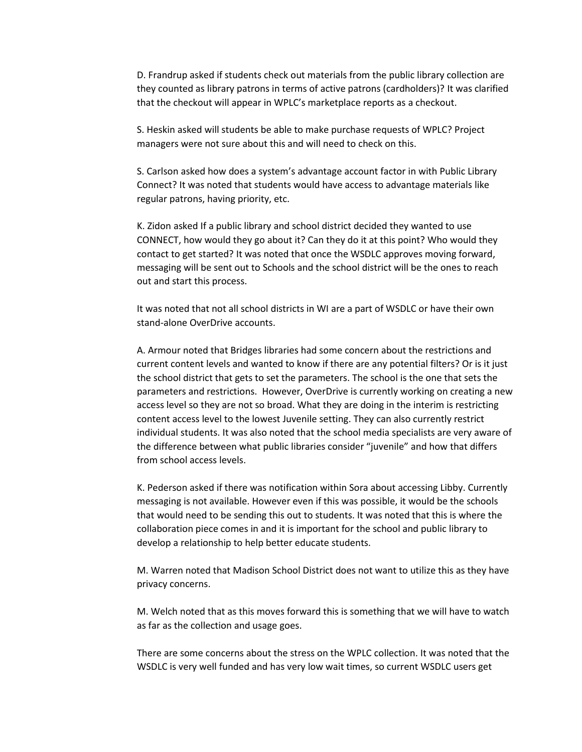D. Frandrup asked if students check out materials from the public library collection are they counted as library patrons in terms of active patrons (cardholders)? It was clarified that the checkout will appear in WPLC's marketplace reports as a checkout.

S. Heskin asked will students be able to make purchase requests of WPLC? Project managers were not sure about this and will need to check on this.

S. Carlson asked how does a system's advantage account factor in with Public Library Connect? It was noted that students would have access to advantage materials like regular patrons, having priority, etc.

K. Zidon asked If a public library and school district decided they wanted to use CONNECT, how would they go about it? Can they do it at this point? Who would they contact to get started? It was noted that once the WSDLC approves moving forward, messaging will be sent out to Schools and the school district will be the ones to reach out and start this process.

It was noted that not all school districts in WI are a part of WSDLC or have their own stand-alone OverDrive accounts.

A. Armour noted that Bridges libraries had some concern about the restrictions and current content levels and wanted to know if there are any potential filters? Or is it just the school district that gets to set the parameters. The school is the one that sets the parameters and restrictions. However, OverDrive is currently working on creating a new access level so they are not so broad. What they are doing in the interim is restricting content access level to the lowest Juvenile setting. They can also currently restrict individual students. It was also noted that the school media specialists are very aware of the difference between what public libraries consider "juvenile" and how that differs from school access levels.

K. Pederson asked if there was notification within Sora about accessing Libby. Currently messaging is not available. However even if this was possible, it would be the schools that would need to be sending this out to students. It was noted that this is where the collaboration piece comes in and it is important for the school and public library to develop a relationship to help better educate students.

M. Warren noted that Madison School District does not want to utilize this as they have privacy concerns.

M. Welch noted that as this moves forward this is something that we will have to watch as far as the collection and usage goes.

There are some concerns about the stress on the WPLC collection. It was noted that the WSDLC is very well funded and has very low wait times, so current WSDLC users get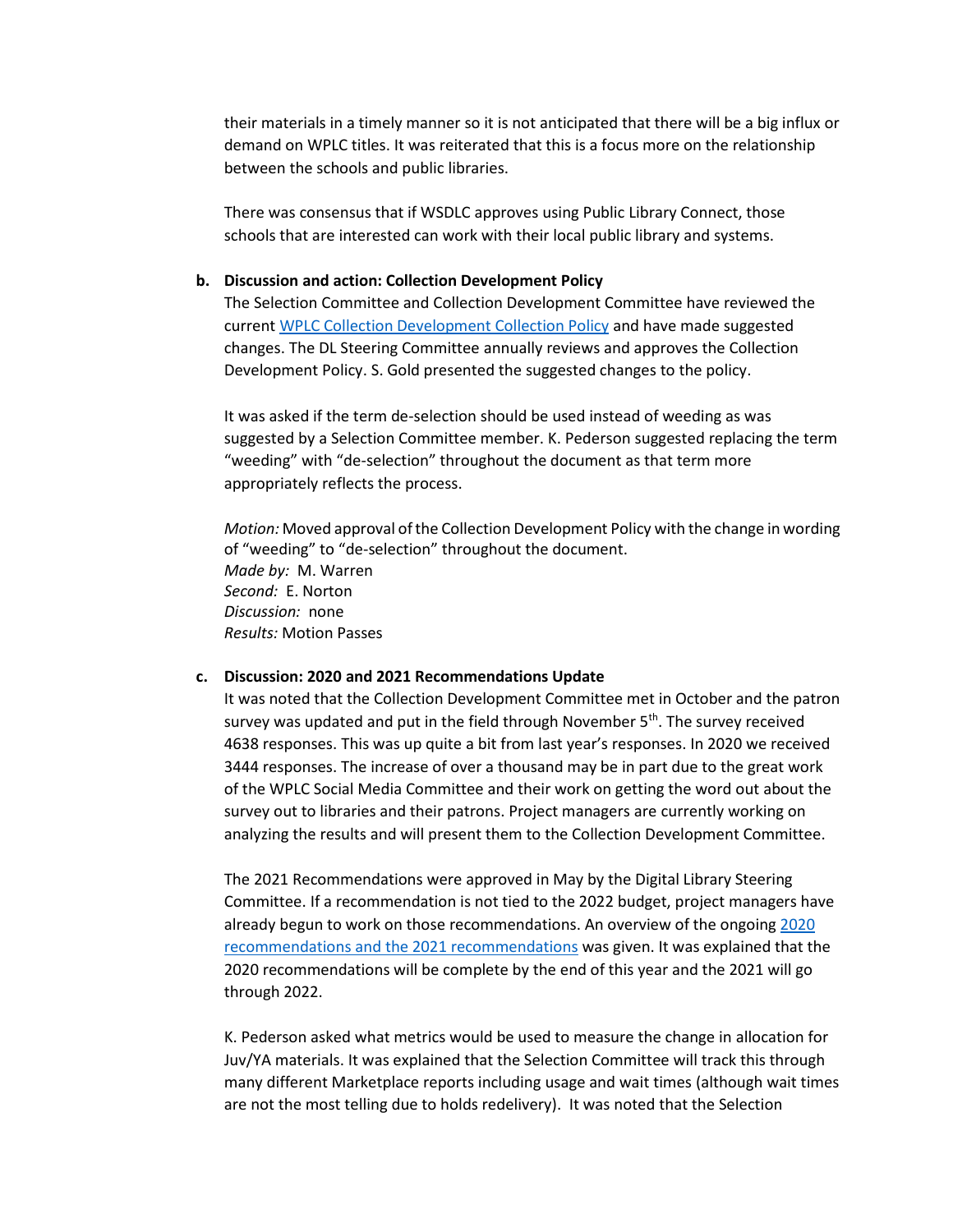their materials in a timely manner so it is not anticipated that there will be a big influx or demand on WPLC titles. It was reiterated that this is a focus more on the relationship between the schools and public libraries.

There was consensus that if WSDLC approves using Public Library Connect, those schools that are interested can work with their local public library and systems.

**b. Discussion and action: Collection Development Policy**

The Selection Committee and Collection Development Committee have reviewed the current WPLC Collection Development Collection Policy and have made suggested changes. The DL Steering Committee annually reviews and approves the Collection Development Policy. S. Gold presented the suggested changes to the policy.

It was asked if the term de-selection should be used instead of weeding as was suggested by a Selection Committee member. K. Pederson suggested replacing the term "weeding" with "de-selection" throughout the document as that term more appropriately reflects the process.

*Motion:* Moved approval of the Collection Development Policy with the change in wording of "weeding" to "de-selection" throughout the document.
*Made by:* M. Warren
*Second:* E. Norton
*Discussion:* none
*Results:* Motion Passes

**c. Discussion: 2020 and 2021 Recommendations Update**

It was noted that the Collection Development Committee met in October and the patron survey was updated and put in the field through November 5th. The survey received 4638 responses. This was up quite a bit from last year's responses. In 2020 we received 3444 responses. The increase of over a thousand may be in part due to the great work of the WPLC Social Media Committee and their work on getting the word out about the survey out to libraries and their patrons. Project managers are currently working on analyzing the results and will present them to the Collection Development Committee.

The 2021 Recommendations were approved in May by the Digital Library Steering Committee. If a recommendation is not tied to the 2022 budget, project managers have already begun to work on those recommendations. An overview of the ongoing 2020 recommendations and the 2021 recommendations was given. It was explained that the 2020 recommendations will be complete by the end of this year and the 2021 will go through 2022.

K. Pederson asked what metrics would be used to measure the change in allocation for Juv/YA materials. It was explained that the Selection Committee will track this through many different Marketplace reports including usage and wait times (although wait times are not the most telling due to holds redelivery). It was noted that the Selection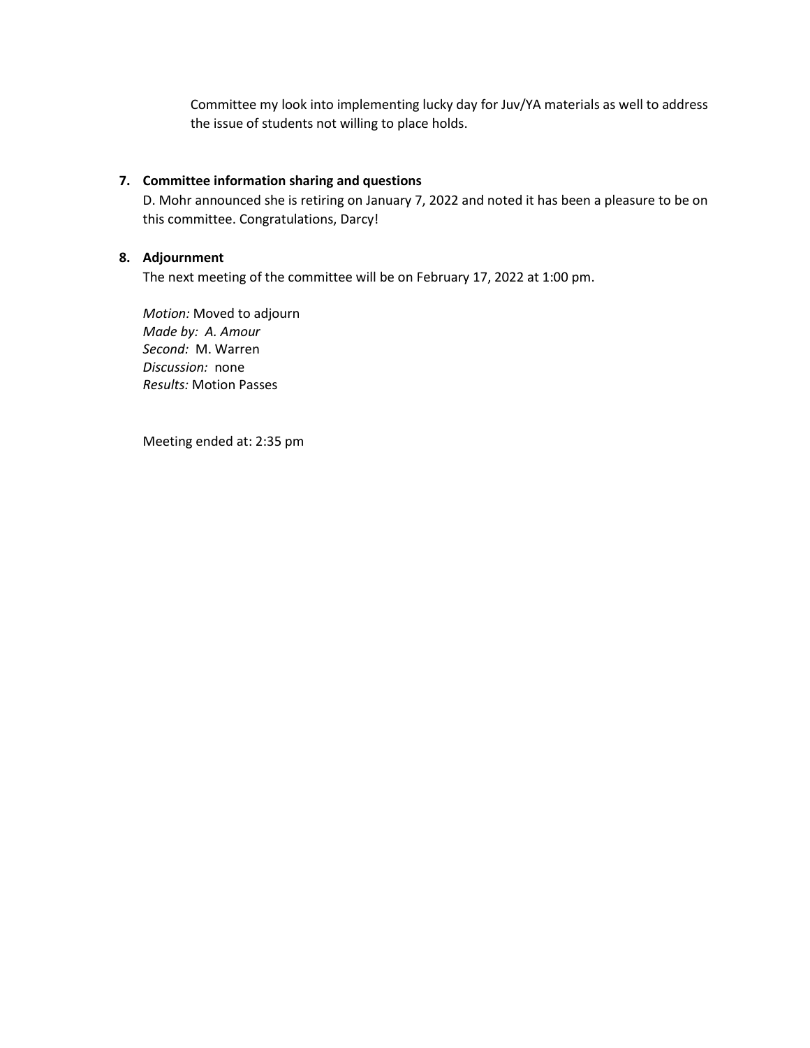Committee my look into implementing lucky day for Juv/YA materials as well to address the issue of students not willing to place holds.

**7. Committee information sharing and questions**

D. Mohr announced she is retiring on January 7, 2022 and noted it has been a pleasure to be on this committee. Congratulations, Darcy!

**8. Adjournment**

The next meeting of the committee will be on February 17, 2022 at 1:00 pm.

*Motion:* Moved to adjourn
*Made by: A. Amour*
*Second:* M. Warren
*Discussion:* none
*Results:* Motion Passes

Meeting ended at: 2:35 pm